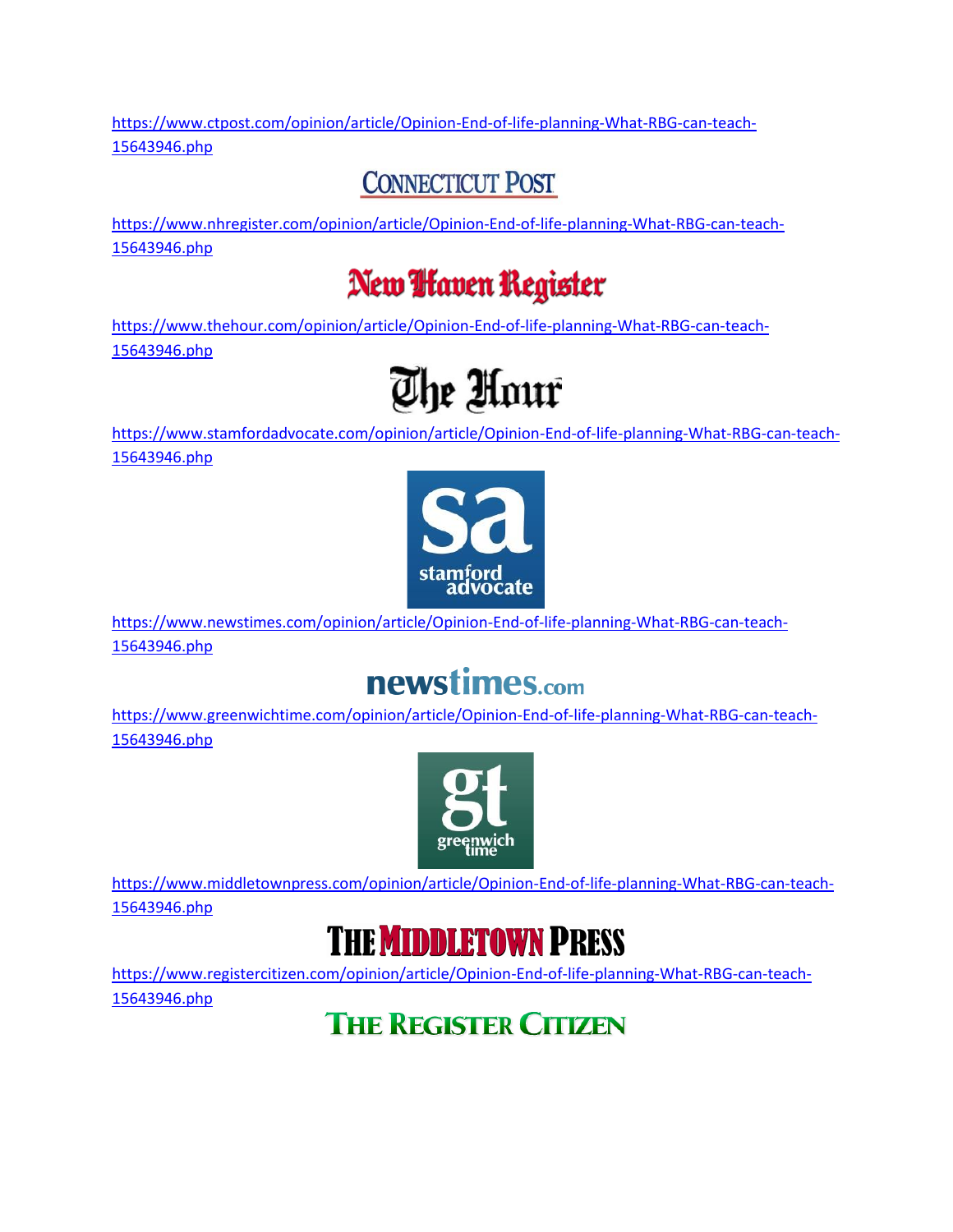https://www.ctpost.com/opinion/article/Opinion-End-of-life-planning-What-RBG-can-teach-15643946.php

CONNECTICUT POST

https://www.nhregister.com/opinion/article/Opinion-End-of-life-planning-What-RBG-can-teach-15643946.php

New Haven Register

https://www.thehour.com/opinion/article/Opinion-End-of-life-planning-What-RBG-can-teach-15643946.php

The Hour

https://www.stamfordadvocate.com/opinion/article/Opinion-End-of-life-planning-What-RBG-can-teach-15643946.php

sa stamford advocate

https://www.newstimes.com/opinion/article/Opinion-End-of-life-planning-What-RBG-can-teach-15643946.php

newstimes.com

https://www.greenwichtime.com/opinion/article/Opinion-End-of-life-planning-What-RBG-can-teach-15643946.php

gt greenwich time

https://www.middletownpress.com/opinion/article/Opinion-End-of-life-planning-What-RBG-can-teach-15643946.php

THE MIDDLETOWN PRESS

https://www.registercitizen.com/opinion/article/Opinion-End-of-life-planning-What-RBG-can-teach-15643946.php

THE REGISTER CITIZEN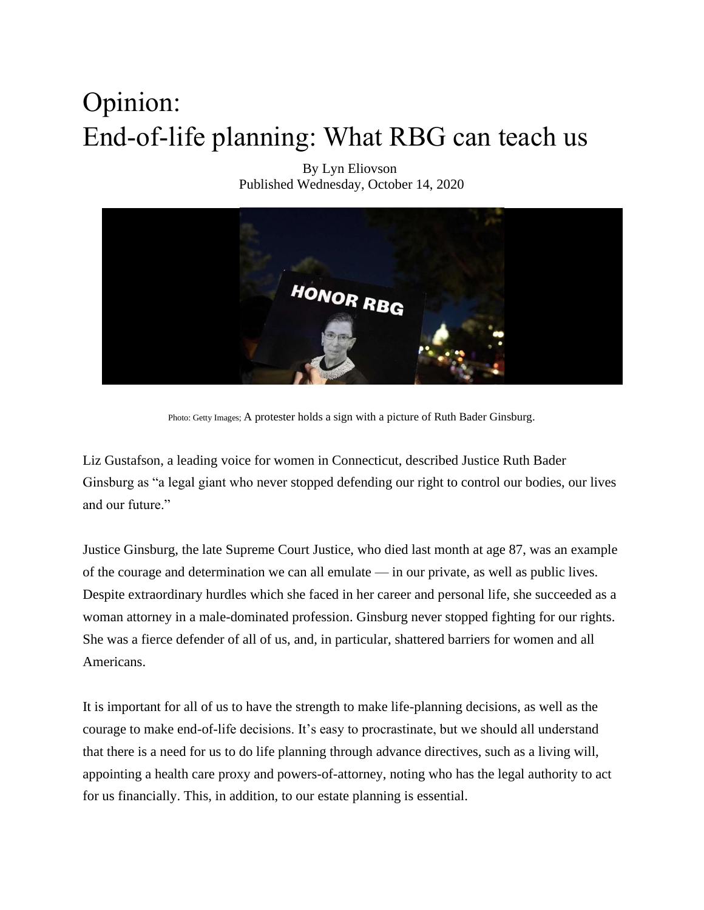# Opinion:
# End-of-life planning: What RBG can teach us

By Lyn Eliovson
Published Wednesday, October 14, 2020

Photo: Getty Images; A protester holds a sign with a picture of Ruth Bader Ginsburg.

Liz Gustafson, a leading voice for women in Connecticut, described Justice Ruth Bader Ginsburg as "a legal giant who never stopped defending our right to control our bodies, our lives and our future."

Justice Ginsburg, the late Supreme Court Justice, who died last month at age 87, was an example of the courage and determination we can all emulate — in our private, as well as public lives. Despite extraordinary hurdles which she faced in her career and personal life, she succeeded as a woman attorney in a male-dominated profession. Ginsburg never stopped fighting for our rights. She was a fierce defender of all of us, and, in particular, shattered barriers for women and all Americans.

It is important for all of us to have the strength to make life-planning decisions, as well as the courage to make end-of-life decisions. It's easy to procrastinate, but we should all understand that there is a need for us to do life planning through advance directives, such as a living will, appointing a health care proxy and powers-of-attorney, noting who has the legal authority to act for us financially. This, in addition, to our estate planning is essential.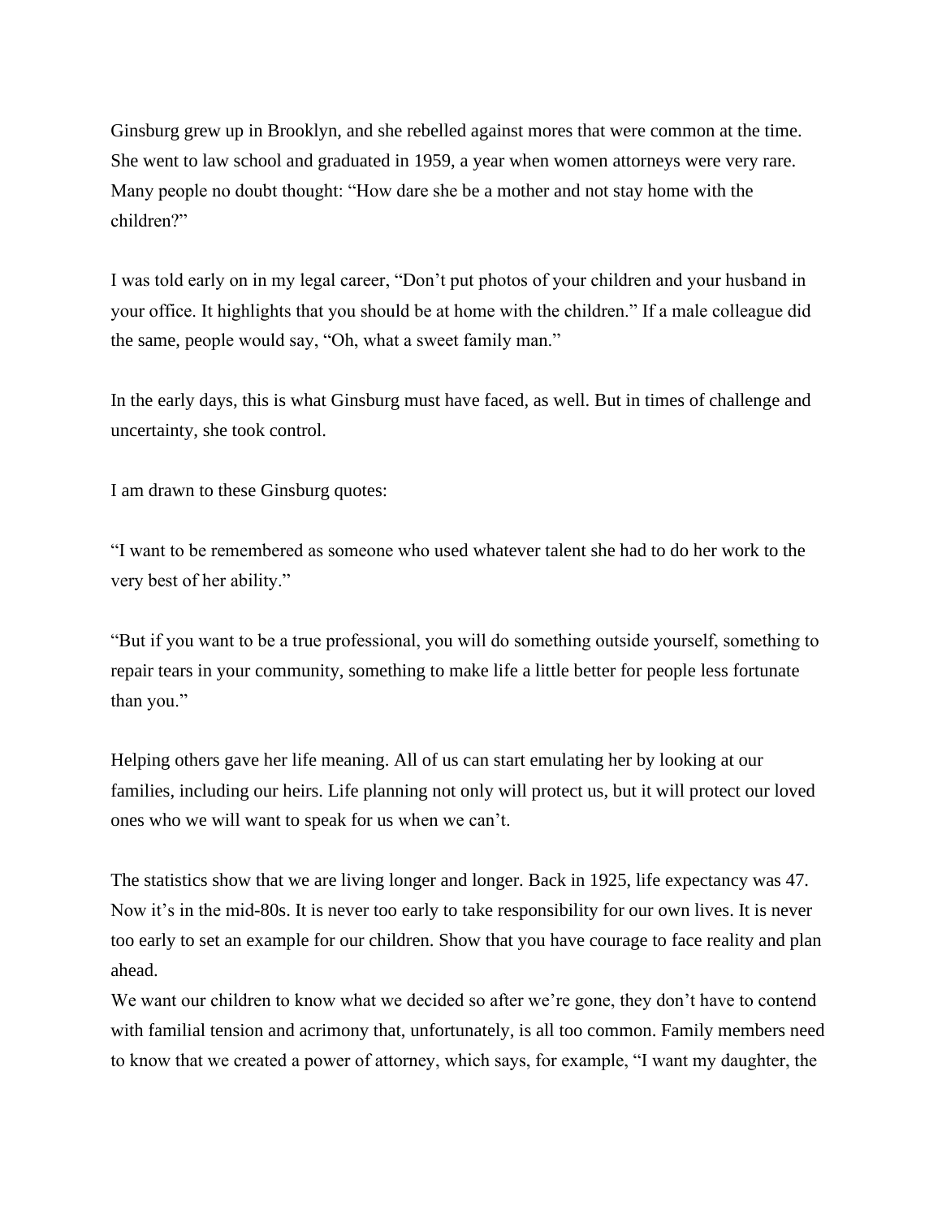Ginsburg grew up in Brooklyn, and she rebelled against mores that were common at the time. She went to law school and graduated in 1959, a year when women attorneys were very rare. Many people no doubt thought: "How dare she be a mother and not stay home with the children?"

I was told early on in my legal career, "Don't put photos of your children and your husband in your office. It highlights that you should be at home with the children." If a male colleague did the same, people would say, "Oh, what a sweet family man."

In the early days, this is what Ginsburg must have faced, as well. But in times of challenge and uncertainty, she took control.

I am drawn to these Ginsburg quotes:

"I want to be remembered as someone who used whatever talent she had to do her work to the very best of her ability."

"But if you want to be a true professional, you will do something outside yourself, something to repair tears in your community, something to make life a little better for people less fortunate than you."

Helping others gave her life meaning. All of us can start emulating her by looking at our families, including our heirs. Life planning not only will protect us, but it will protect our loved ones who we will want to speak for us when we can't.

The statistics show that we are living longer and longer. Back in 1925, life expectancy was 47. Now it's in the mid-80s. It is never too early to take responsibility for our own lives. It is never too early to set an example for our children. Show that you have courage to face reality and plan ahead.

We want our children to know what we decided so after we're gone, they don't have to contend with familial tension and acrimony that, unfortunately, is all too common. Family members need to know that we created a power of attorney, which says, for example, "I want my daughter, the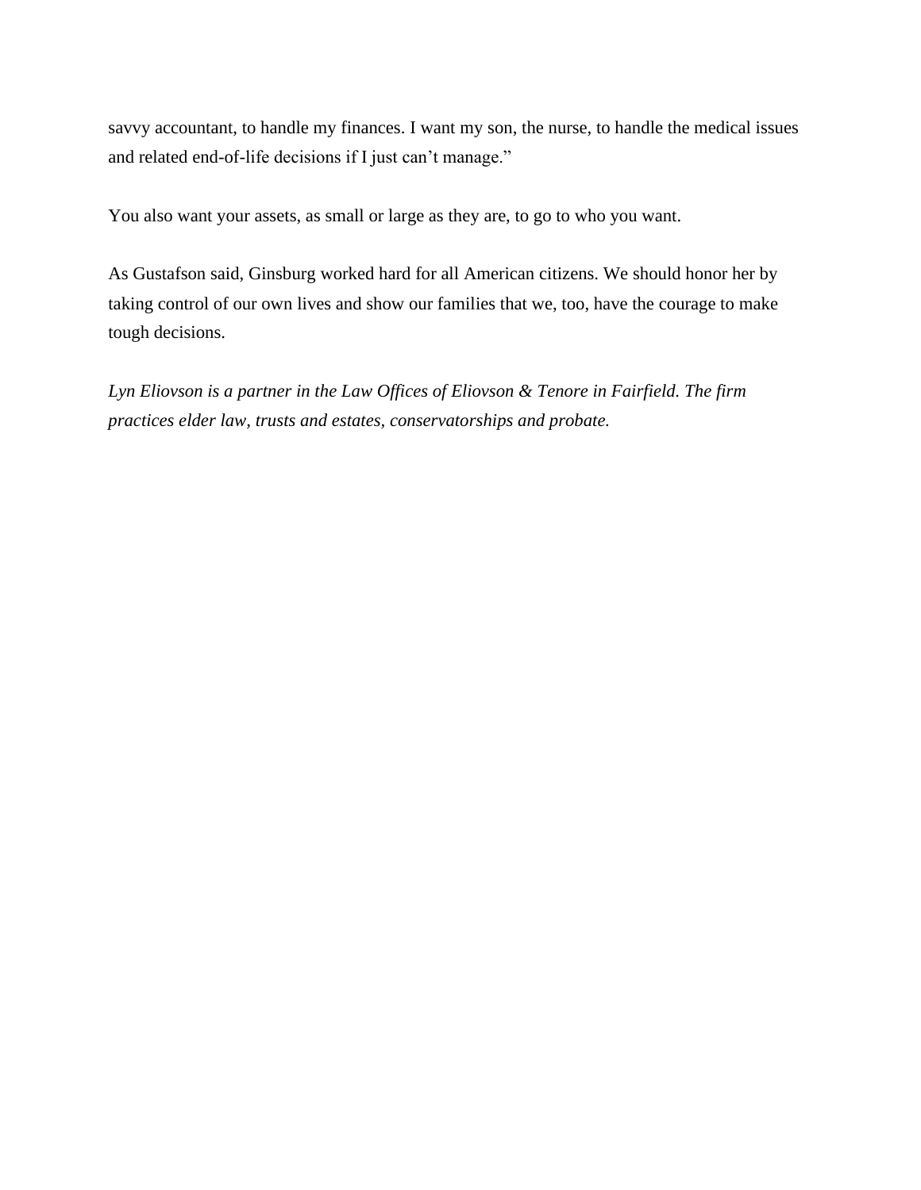savvy accountant, to handle my finances. I want my son, the nurse, to handle the medical issues and related end-of-life decisions if I just can't manage."

You also want your assets, as small or large as they are, to go to who you want.

As Gustafson said, Ginsburg worked hard for all American citizens. We should honor her by taking control of our own lives and show our families that we, too, have the courage to make tough decisions.

*Lyn Eliovson is a partner in the Law Offices of Eliovson & Tenore in Fairfield. The firm practices elder law, trusts and estates, conservatorships and probate.*